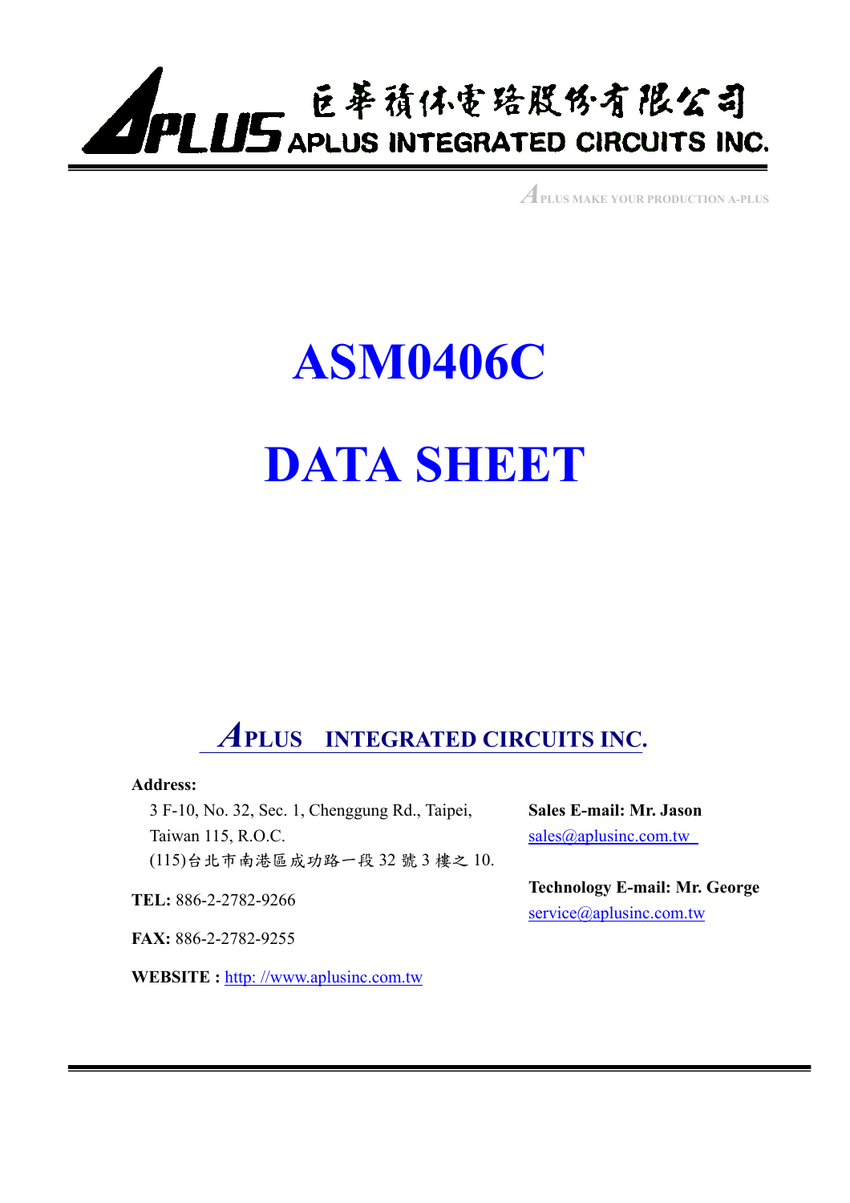巨華積体電路股份有限公司

APLUS INTEGRATED CIRCUITS INC.

APLUS MAKE YOUR PRODUCTION A-PLUS

# ASM0406C

# DATA SHEET

## APLUS INTEGRATED CIRCUITS INC.

**Address:**

3 F-10, No. 32, Sec. 1, Chenggung Rd., Taipei, Taiwan 115, R.O.C.

(115)台北市南港區成功路一段 32 號 3 樓之 10.

**TEL:** 886-2-2782-9266

**FAX:** 886-2-2782-9255

**WEBSITE :** http: //www.aplusinc.com.tw

**Sales E-mail: Mr. Jason**

sales@aplusinc.com.tw

**Technology E-mail: Mr. George**

service@aplusinc.com.tw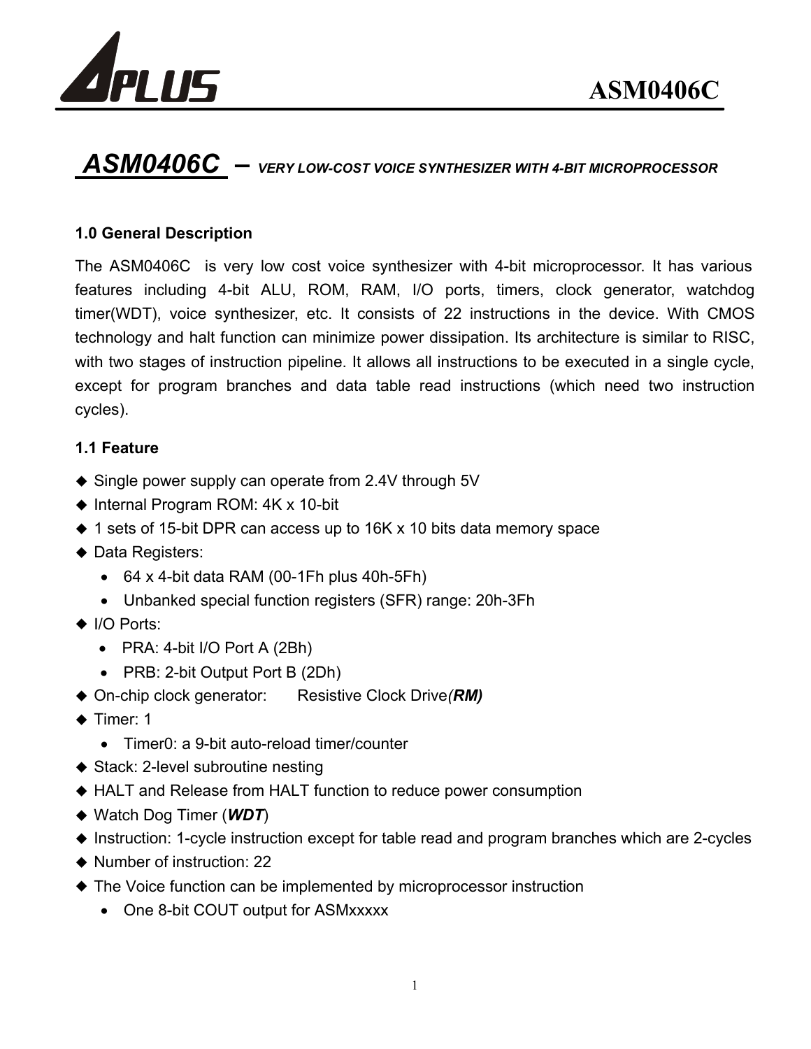# ASM0406C – *VERY LOW-COST VOICE SYNTHESIZER WITH 4-BIT MICROPROCESSOR*

## 1.0 General Description

The ASM0406C is very low cost voice synthesizer with 4-bit microprocessor. It has various features including 4-bit ALU, ROM, RAM, I/O ports, timers, clock generator, watchdog timer(WDT), voice synthesizer, etc. It consists of 22 instructions in the device. With CMOS technology and halt function can minimize power dissipation. Its architecture is similar to RISC, with two stages of instruction pipeline. It allows all instructions to be executed in a single cycle, except for program branches and data table read instructions (which need two instruction cycles).

## 1.1 Feature

- Single power supply can operate from 2.4V through 5V
- Internal Program ROM: 4K x 10-bit
- 1 sets of 15-bit DPR can access up to 16K x 10 bits data memory space
- Data Registers:
  - 64 x 4-bit data RAM (00-1Fh plus 40h-5Fh)
  - Unbanked special function registers (SFR) range: 20h-3Fh
- I/O Ports:
  - PRA: 4-bit I/O Port A (2Bh)
  - PRB: 2-bit Output Port B (2Dh)
- On-chip clock generator: Resistive Clock Drive***(RM)***
- Timer: 1
  - Timer0: a 9-bit auto-reload timer/counter
- Stack: 2-level subroutine nesting
- HALT and Release from HALT function to reduce power consumption
- Watch Dog Timer (***WDT***)
- Instruction: 1-cycle instruction except for table read and program branches which are 2-cycles
- Number of instruction: 22
- The Voice function can be implemented by microprocessor instruction
  - One 8-bit COUT output for ASMxxxxx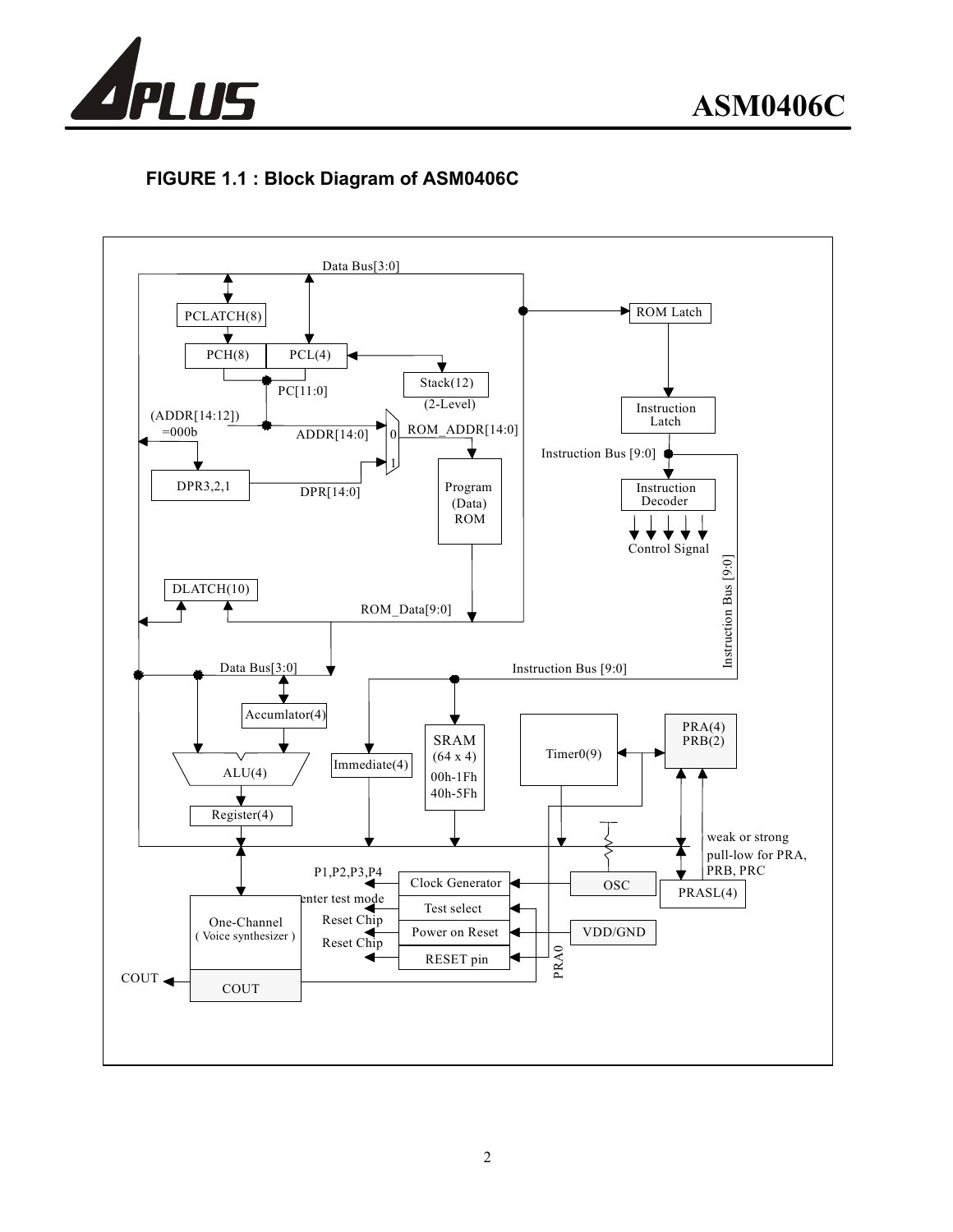**FIGURE 1.1 : Block Diagram of ASM0406C**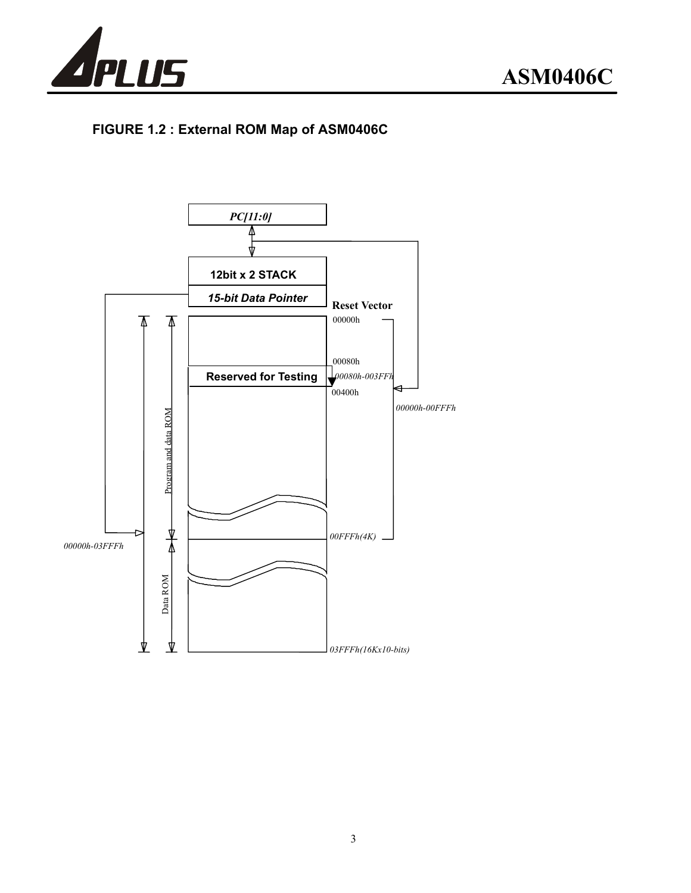**FIGURE 1.2 : External ROM Map of ASM0406C**

PC[11:0]

12bit x 2 STACK

15-bit Data Pointer

Reset Vector

00000h

00080h

Reserved for Testing

00080h-003FFh

00400h

00000h-00FFFh

Program and data ROM

00FFFh(4K)

00000h-03FFFh

Data ROM

03FFFh(16Kx10-bits)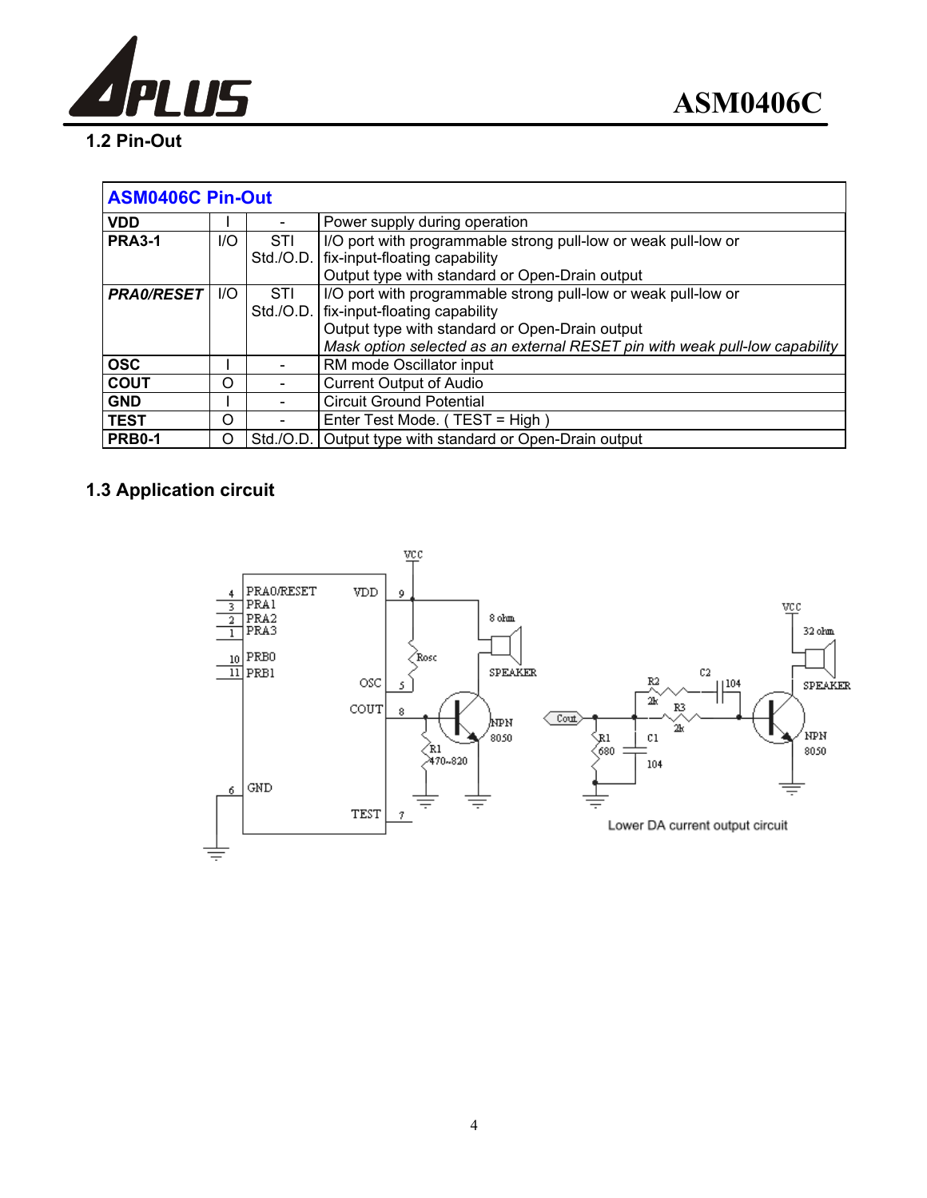## 1.2 Pin-Out

| ASM0406C Pin-Out | | | |
|---|---|---|---|
| **VDD** | I | - | Power supply during operation |
| **PRA3-1** | I/O | STI<br>Std./O.D. | I/O port with programmable strong pull-low or weak pull-low or fix-input-floating capability<br>Output type with standard or Open-Drain output |
| ***PRA0/RESET*** | I/O | STI<br>Std./O.D. | I/O port with programmable strong pull-low or weak pull-low or fix-input-floating capability<br>Output type with standard or Open-Drain output<br>*Mask option selected as an external RESET pin with weak pull-low capability* |
| **OSC** | I | - | RM mode Oscillator input |
| **COUT** | O | - | Current Output of Audio |
| **GND** | I | - | Circuit Ground Potential |
| **TEST** | O | - | Enter Test Mode. ( TEST = High ) |
| **PRB0-1** | O | Std./O.D. | Output type with standard or Open-Drain output |

## 1.3 Application circuit

Lower DA current output circuit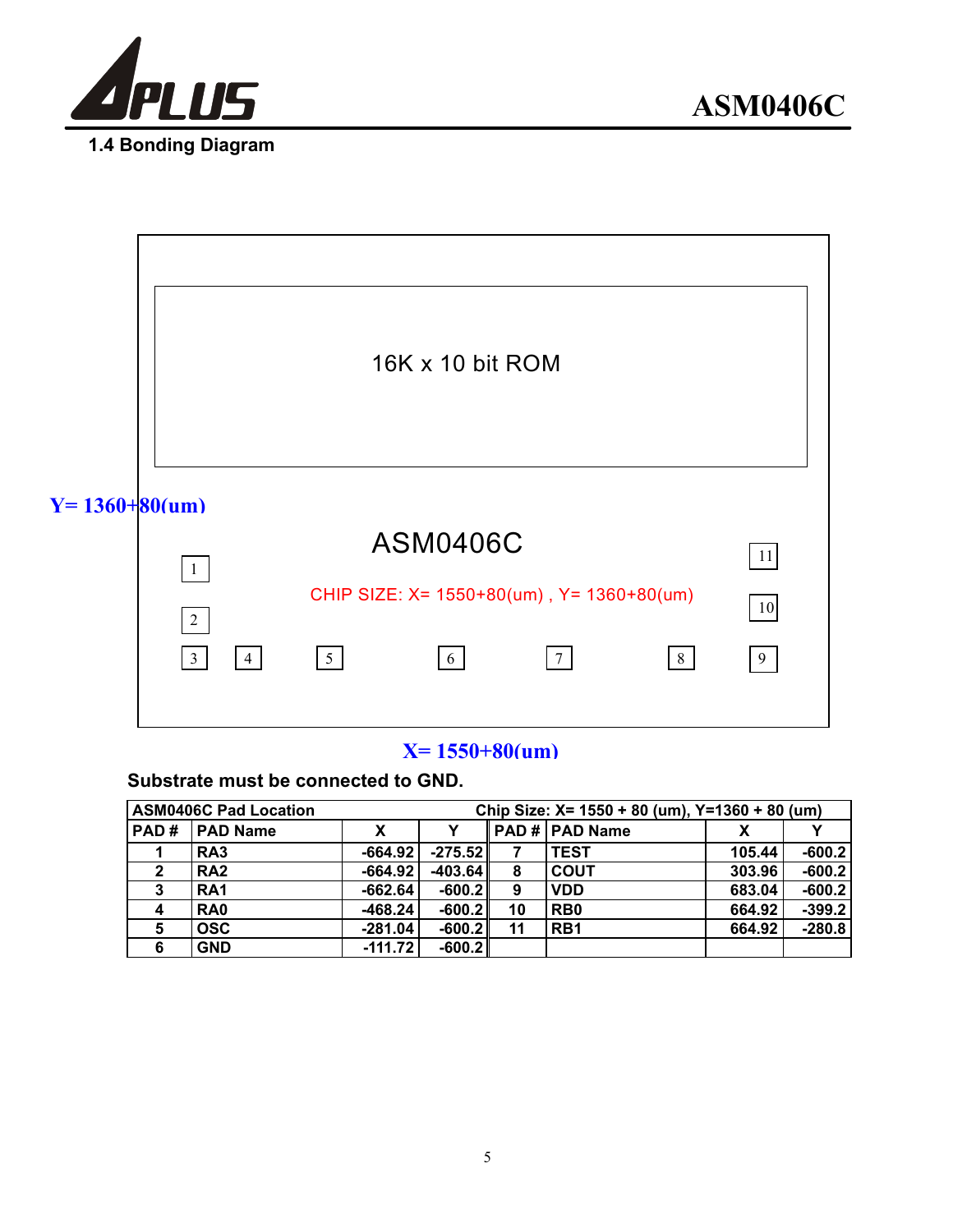## 1.4 Bonding Diagram

16K x 10 bit ROM

Y= 1360+80(um)

ASM0406C

CHIP SIZE: X= 1550+80(um) , Y= 1360+80(um)

1 2 3 4 5 6 7 8 9 10 11

X= 1550+80(um)

**Substrate must be connected to GND.**

| ASM0406C Pad Location | | | | Chip Size: X= 1550 + 80 (um), Y=1360 + 80 (um) | | | |
|---|---|---|---|---|---|---|---|
| PAD # | PAD Name | X | Y | PAD # | PAD Name | X | Y |
| 1 | RA3 | -664.92 | -275.52 | 7 | TEST | 105.44 | -600.2 |
| 2 | RA2 | -664.92 | -403.64 | 8 | COUT | 303.96 | -600.2 |
| 3 | RA1 | -662.64 | -600.2 | 9 | VDD | 683.04 | -600.2 |
| 4 | RA0 | -468.24 | -600.2 | 10 | RB0 | 664.92 | -399.2 |
| 5 | OSC | -281.04 | -600.2 | 11 | RB1 | 664.92 | -280.8 |
| 6 | GND | -111.72 | -600.2 | | | | |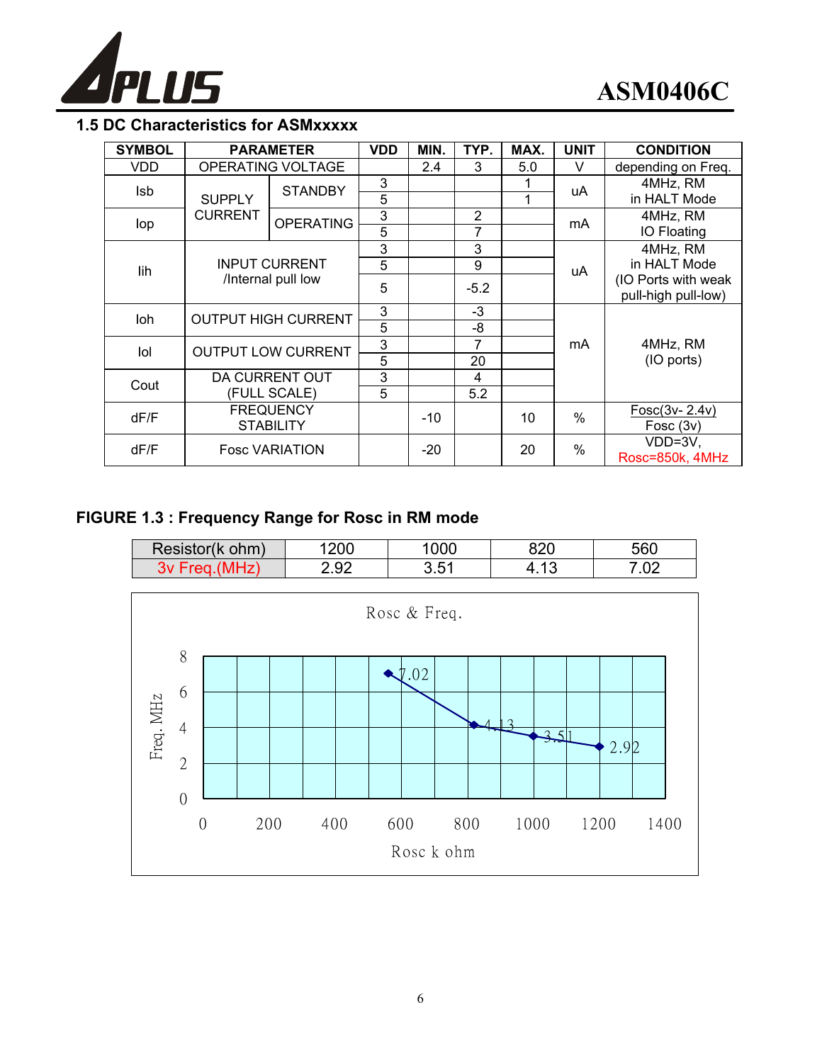### 1.5 DC Characteristics for ASMxxxxx

| SYMBOL | PARAMETER | | VDD | MIN. | TYP. | MAX. | UNIT | CONDITION |
|---|---|---|---|---|---|---|---|---|
| VDD | OPERATING VOLTAGE | | | 2.4 | 3 | 5.0 | V | depending on Freq. |
| Isb | SUPPLY CURRENT | STANDBY | 3 | | | 1 | uA | 4MHz, RM in HALT Mode |
| | | | 5 | | | 1 | | |
| Iop | | OPERATING | 3 | | 2 | | mA | 4MHz, RM IO Floating |
| | | | 5 | | 7 | | | |
| Iih | INPUT CURRENT /Internal pull low | | 3 | | 3 | | uA | 4MHz, RM in HALT Mode (IO Ports with weak pull-high pull-low) |
| | | | 5 | | 9 | | | |
| | | | 5 | | -5.2 | | | |
| Ioh | OUTPUT HIGH CURRENT | | 3 | | -3 | | mA | 4MHz, RM (IO ports) |
| | | | 5 | | -8 | | | |
| Iol | OUTPUT LOW CURRENT | | 3 | | 7 | | | |
| | | | 5 | | 20 | | | |
| Cout | DA CURRENT OUT (FULL SCALE) | | 3 | | 4 | | | |
| | | | 5 | | 5.2 | | | |
| dF/F | FREQUENCY STABILITY | | | -10 | | 10 | % | Fosc(3v- 2.4v) / Fosc (3v) |
| dF/F | Fosc VARIATION | | | -20 | | 20 | % | VDD=3V, Rosc=850k, 4MHz |

### FIGURE 1.3 : Frequency Range for Rosc in RM mode

| Resistor(k ohm) | 1200 | 1000 | 820 | 560 |
|---|---|---|---|---|
| 3v Freq.(MHz) | 2.92 | 3.51 | 4.13 | 7.02 |

Rosc & Freq.

Freq. MHz

8
6
4
2
0

0 200 400 600 800 1000 1200 1400

Rosc k ohm

7.02
4.13
3.51
2.92